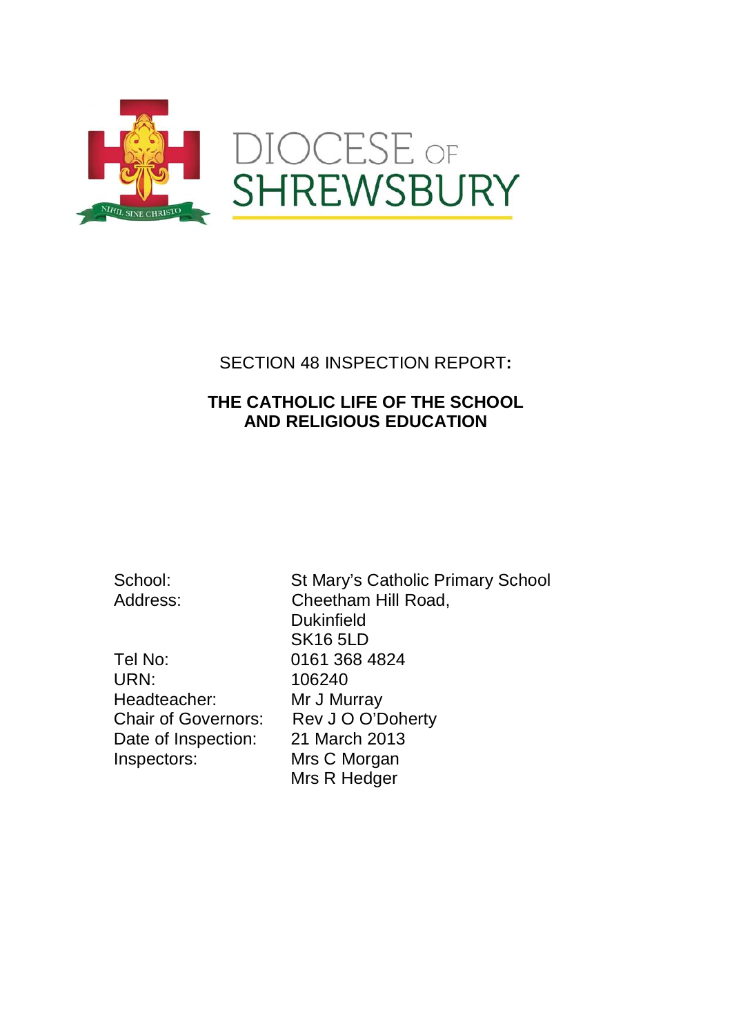DIOCESE OF SHREWSBURY

NIHIL SINE CHRISTO

SECTION 48 INSPECTION REPORT:

## THE CATHOLIC LIFE OF THE SCHOOL AND RELIGIOUS EDUCATION

| | |
|---|---|
| School: | St Mary's Catholic Primary School |
| Address: | Cheetham Hill Road,<br>Dukinfield<br>SK16 5LD |
| Tel No: | 0161 368 4824 |
| URN: | 106240 |
| Headteacher: | Mr J Murray |
| Chair of Governors: | Rev J O O'Doherty |
| Date of Inspection: | 21 March 2013 |
| Inspectors: | Mrs C Morgan<br>Mrs R Hedger |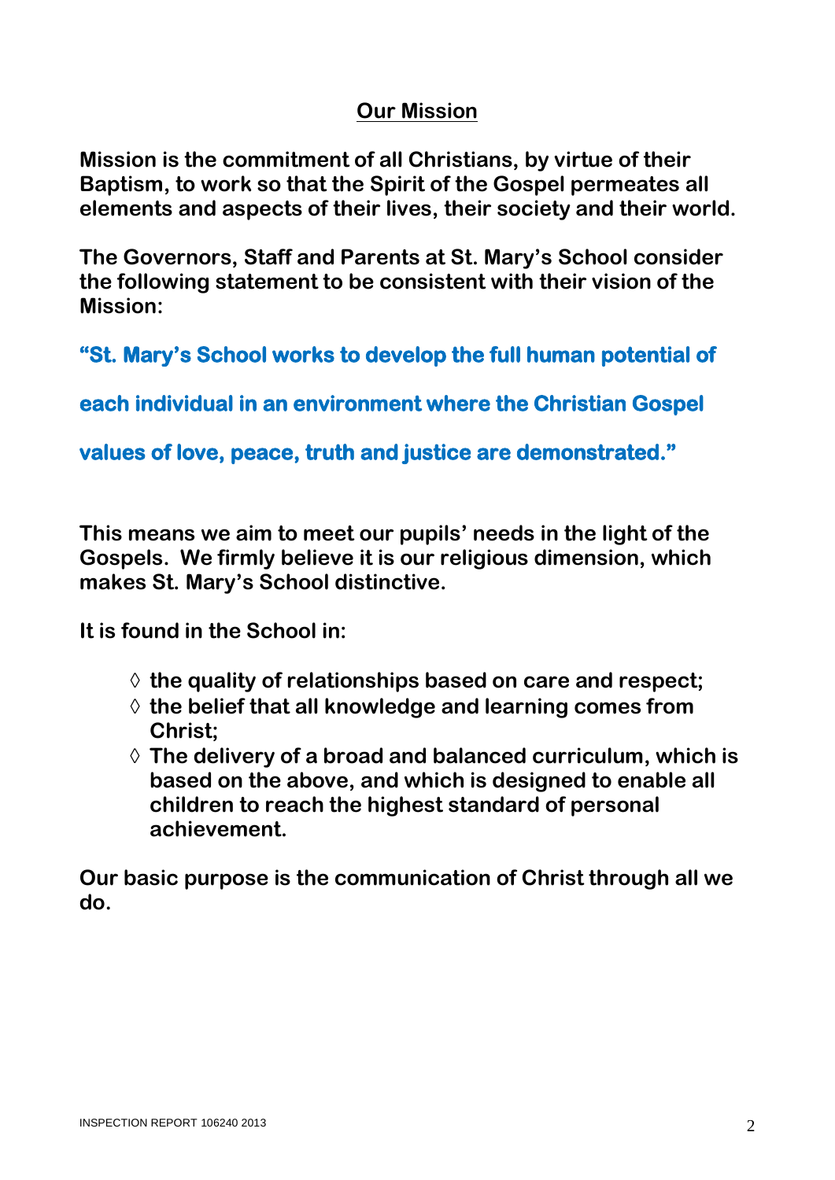## Our Mission

**Mission is the commitment of all Christians, by virtue of their Baptism, to work so that the Spirit of the Gospel permeates all elements and aspects of their lives, their society and their world.**

**The Governors, Staff and Parents at St. Mary's School consider the following statement to be consistent with their vision of the Mission:**

**"St. Mary's School works to develop the full human potential of each individual in an environment where the Christian Gospel values of love, peace, truth and justice are demonstrated."**

**This means we aim to meet our pupils' needs in the light of the Gospels. We firmly believe it is our religious dimension, which makes St. Mary's School distinctive.**

**It is found in the School in:**

- **the quality of relationships based on care and respect;**
- **the belief that all knowledge and learning comes from Christ;**
- **The delivery of a broad and balanced curriculum, which is based on the above, and which is designed to enable all children to reach the highest standard of personal achievement.**

**Our basic purpose is the communication of Christ through all we do.**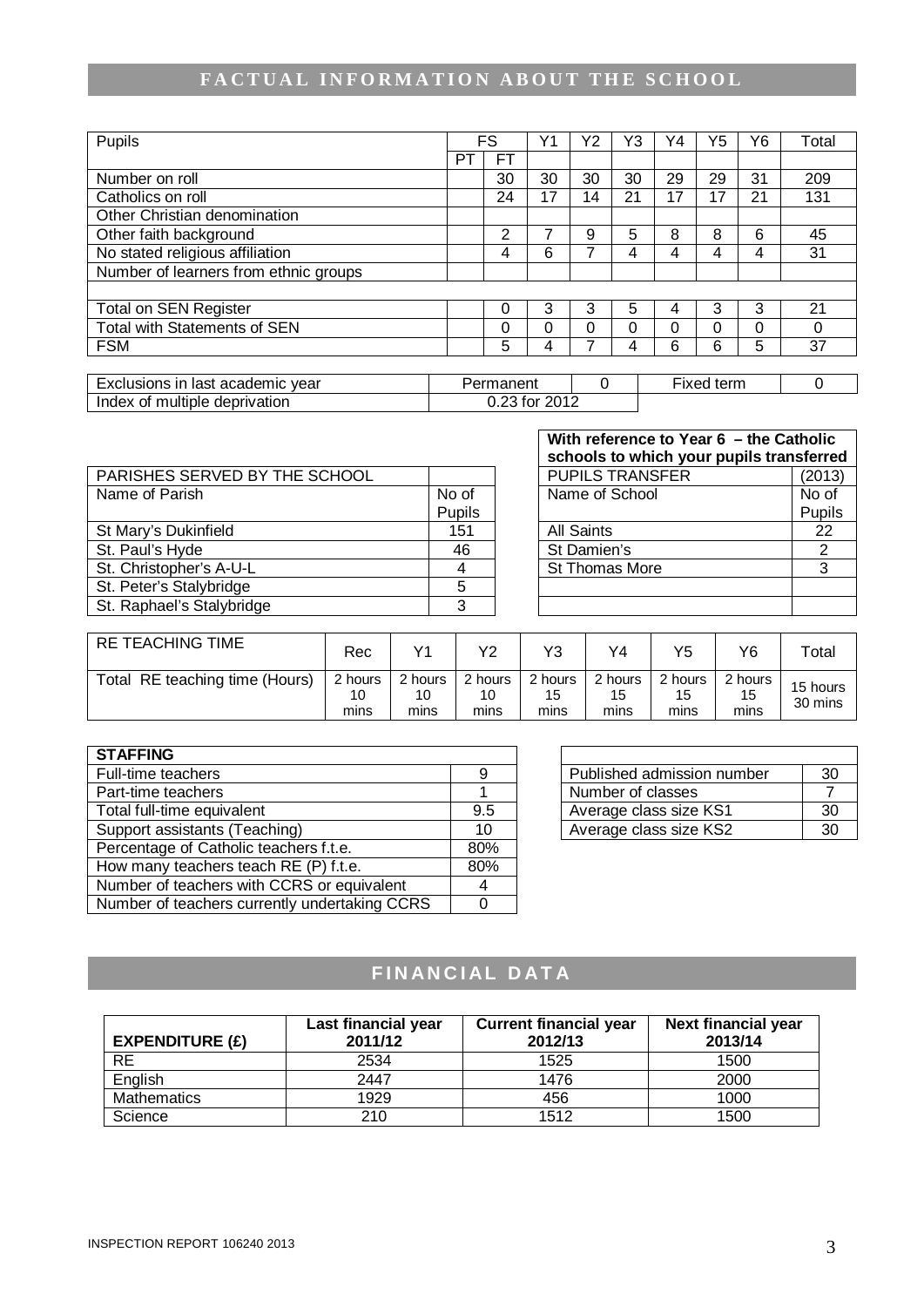## FACTUAL INFORMATION ABOUT THE SCHOOL

| Pupils | FS | | Y1 | Y2 | Y3 | Y4 | Y5 | Y6 | Total |
|---|---|---|---|---|---|---|---|---|---|
| | PT | FT | | | | | | | |
| Number on roll | | 30 | 30 | 30 | 30 | 29 | 29 | 31 | 209 |
| Catholics on roll | | 24 | 17 | 14 | 21 | 17 | 17 | 21 | 131 |
| Other Christian denomination | | | | | | | | | |
| Other faith background | | 2 | 7 | 9 | 5 | 8 | 8 | 6 | 45 |
| No stated religious affiliation | | 4 | 6 | 7 | 4 | 4 | 4 | 4 | 31 |
| Number of learners from ethnic groups | | | | | | | | | |
| | | | | | | | | | |
| Total on SEN Register | | 0 | 3 | 3 | 5 | 4 | 3 | 3 | 21 |
| Total with Statements of SEN | | 0 | 0 | 0 | 0 | 0 | 0 | 0 | 0 |
| FSM | | 5 | 4 | 7 | 4 | 6 | 6 | 5 | 37 |

| Exclusions in last academic year | Permanent | 0 | Fixed term | 0 |
|---|---|---|---|---|
| Index of multiple deprivation | 0.23 for 2012 | | | |

| PARISHES SERVED BY THE SCHOOL | |
|---|---|
| Name of Parish | No of Pupils |
| St Mary's Dukinfield | 151 |
| St. Paul's Hyde | 46 |
| St. Christopher's A-U-L | 4 |
| St. Peter's Stalybridge | 5 |
| St. Raphael's Stalybridge | 3 |

**With reference to Year 6 – the Catholic schools to which your pupils transferred**

| PUPILS TRANSFER | (2013) |
|---|---|
| Name of School | No of Pupils |
| All Saints | 22 |
| St Damien's | 2 |
| St Thomas More | 3 |
| | |
| | |

| RE TEACHING TIME | Rec | Y1 | Y2 | Y3 | Y4 | Y5 | Y6 | Total |
|---|---|---|---|---|---|---|---|---|
| Total RE teaching time (Hours) | 2 hours 10 mins | 2 hours 10 mins | 2 hours 10 mins | 2 hours 15 mins | 2 hours 15 mins | 2 hours 15 mins | 2 hours 15 mins | 15 hours 30 mins |

| STAFFING | |
|---|---|
| Full-time teachers | 9 |
| Part-time teachers | 1 |
| Total full-time equivalent | 9.5 |
| Support assistants (Teaching) | 10 |
| Percentage of Catholic teachers f.t.e. | 80% |
| How many teachers teach RE (P) f.t.e. | 80% |
| Number of teachers with CCRS or equivalent | 4 |
| Number of teachers currently undertaking CCRS | 0 |

| | |
|---|---|
| Published admission number | 30 |
| Number of classes | 7 |
| Average class size KS1 | 30 |
| Average class size KS2 | 30 |

## FINANCIAL DATA

| EXPENDITURE (£) | Last financial year 2011/12 | Current financial year 2012/13 | Next financial year 2013/14 |
|---|---|---|---|
| RE | 2534 | 1525 | 1500 |
| English | 2447 | 1476 | 2000 |
| Mathematics | 1929 | 456 | 1000 |
| Science | 210 | 1512 | 1500 |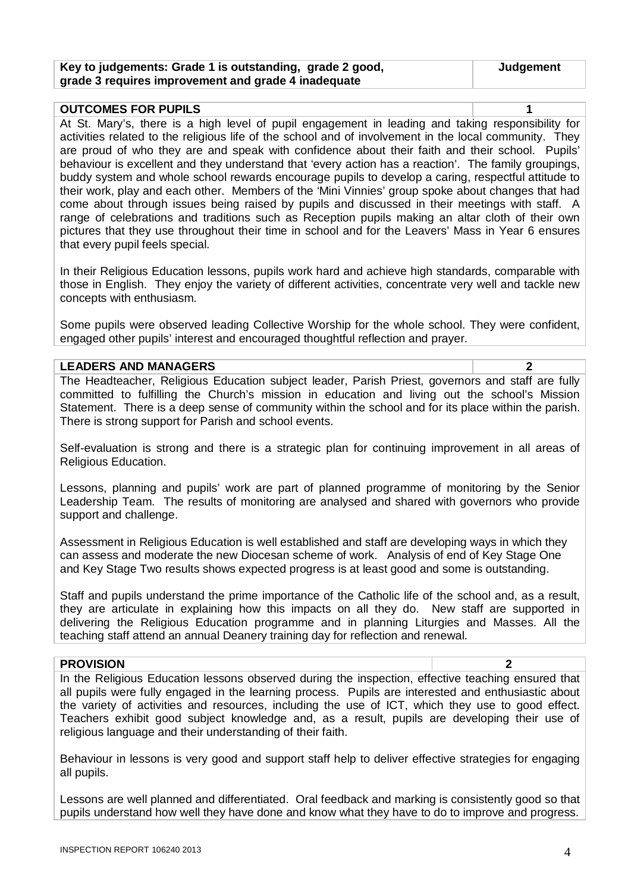| Key to judgements: Grade 1 is outstanding, grade 2 good, grade 3 requires improvement and grade 4 inadequate | Judgement |
|---|---|

| OUTCOMES FOR PUPILS | 1 |
|---|---|

At St. Mary's, there is a high level of pupil engagement in leading and taking responsibility for activities related to the religious life of the school and of involvement in the local community. They are proud of who they are and speak with confidence about their faith and their school. Pupils' behaviour is excellent and they understand that 'every action has a reaction'. The family groupings, buddy system and whole school rewards encourage pupils to develop a caring, respectful attitude to their work, play and each other. Members of the 'Mini Vinnies' group spoke about changes that had come about through issues being raised by pupils and discussed in their meetings with staff. A range of celebrations and traditions such as Reception pupils making an altar cloth of their own pictures that they use throughout their time in school and for the Leavers' Mass in Year 6 ensures that every pupil feels special.

In their Religious Education lessons, pupils work hard and achieve high standards, comparable with those in English. They enjoy the variety of different activities, concentrate very well and tackle new concepts with enthusiasm.

Some pupils were observed leading Collective Worship for the whole school. They were confident, engaged other pupils' interest and encouraged thoughtful reflection and prayer.

| LEADERS AND MANAGERS | 2 |
|---|---|

The Headteacher, Religious Education subject leader, Parish Priest, governors and staff are fully committed to fulfilling the Church's mission in education and living out the school's Mission Statement. There is a deep sense of community within the school and for its place within the parish. There is strong support for Parish and school events.

Self-evaluation is strong and there is a strategic plan for continuing improvement in all areas of Religious Education.

Lessons, planning and pupils' work are part of planned programme of monitoring by the Senior Leadership Team. The results of monitoring are analysed and shared with governors who provide support and challenge.

Assessment in Religious Education is well established and staff are developing ways in which they can assess and moderate the new Diocesan scheme of work. Analysis of end of Key Stage One and Key Stage Two results shows expected progress is at least good and some is outstanding.

Staff and pupils understand the prime importance of the Catholic life of the school and, as a result, they are articulate in explaining how this impacts on all they do. New staff are supported in delivering the Religious Education programme and in planning Liturgies and Masses. All the teaching staff attend an annual Deanery training day for reflection and renewal.

| PROVISION | 2 |
|---|---|

In the Religious Education lessons observed during the inspection, effective teaching ensured that all pupils were fully engaged in the learning process. Pupils are interested and enthusiastic about the variety of activities and resources, including the use of ICT, which they use to good effect. Teachers exhibit good subject knowledge and, as a result, pupils are developing their use of religious language and their understanding of their faith.

Behaviour in lessons is very good and support staff help to deliver effective strategies for engaging all pupils.

Lessons are well planned and differentiated. Oral feedback and marking is consistently good so that pupils understand how well they have done and know what they have to do to improve and progress.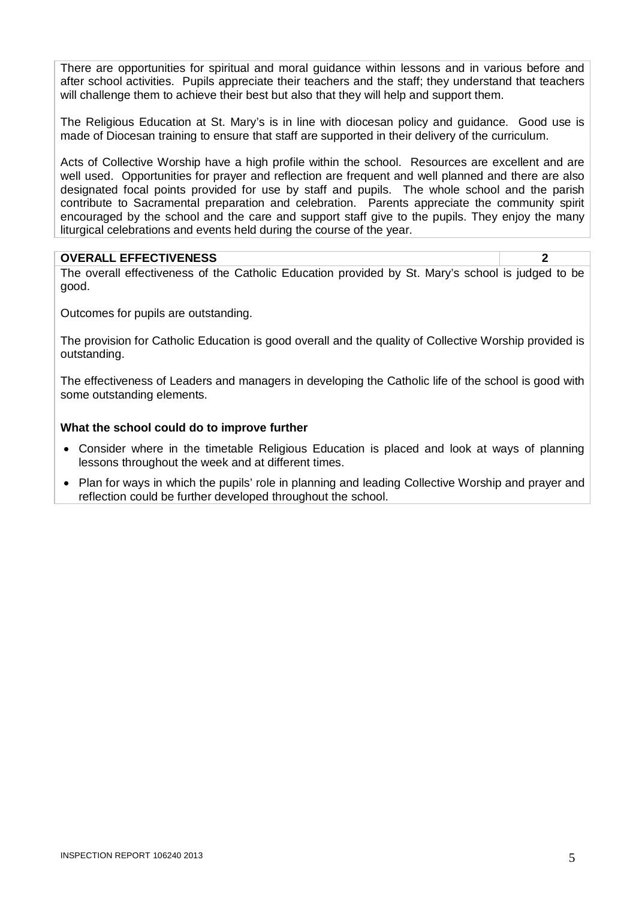There are opportunities for spiritual and moral guidance within lessons and in various before and after school activities. Pupils appreciate their teachers and the staff; they understand that teachers will challenge them to achieve their best but also that they will help and support them.

The Religious Education at St. Mary's is in line with diocesan policy and guidance. Good use is made of Diocesan training to ensure that staff are supported in their delivery of the curriculum.

Acts of Collective Worship have a high profile within the school. Resources are excellent and are well used. Opportunities for prayer and reflection are frequent and well planned and there are also designated focal points provided for use by staff and pupils. The whole school and the parish contribute to Sacramental preparation and celebration. Parents appreciate the community spirit encouraged by the school and the care and support staff give to the pupils. They enjoy the many liturgical celebrations and events held during the course of the year.

| **OVERALL EFFECTIVENESS** | **2** |
|---|---|

The overall effectiveness of the Catholic Education provided by St. Mary's school is judged to be good.

Outcomes for pupils are outstanding.

The provision for Catholic Education is good overall and the quality of Collective Worship provided is outstanding.

The effectiveness of Leaders and managers in developing the Catholic life of the school is good with some outstanding elements.

**What the school could do to improve further**

- Consider where in the timetable Religious Education is placed and look at ways of planning lessons throughout the week and at different times.
- Plan for ways in which the pupils' role in planning and leading Collective Worship and prayer and reflection could be further developed throughout the school.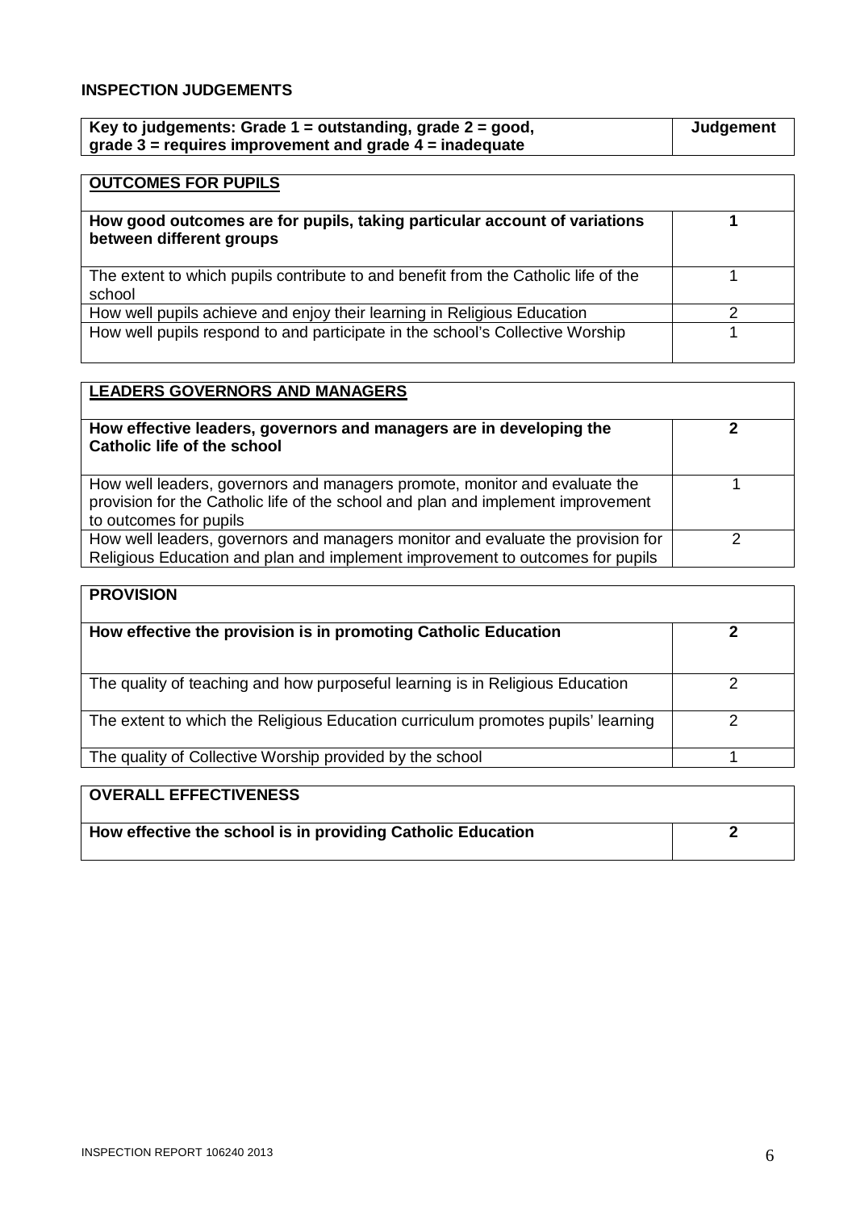## INSPECTION JUDGEMENTS

| **Key to judgements: Grade 1 = outstanding, grade 2 = good, grade 3 = requires improvement and grade 4 = inadequate** | **Judgement** |
|---|---|

| **OUTCOMES FOR PUPILS** | |
|---|---|
| **How good outcomes are for pupils, taking particular account of variations between different groups** | **1** |
| The extent to which pupils contribute to and benefit from the Catholic life of the school | 1 |
| How well pupils achieve and enjoy their learning in Religious Education | 2 |
| How well pupils respond to and participate in the school's Collective Worship | 1 |

| **LEADERS GOVERNORS AND MANAGERS** | |
|---|---|
| **How effective leaders, governors and managers are in developing the Catholic life of the school** | **2** |
| How well leaders, governors and managers promote, monitor and evaluate the provision for the Catholic life of the school and plan and implement improvement to outcomes for pupils | 1 |
| How well leaders, governors and managers monitor and evaluate the provision for Religious Education and plan and implement improvement to outcomes for pupils | 2 |

| **PROVISION** | |
|---|---|
| **How effective the provision is in promoting Catholic Education** | **2** |
| The quality of teaching and how purposeful learning is in Religious Education | 2 |
| The extent to which the Religious Education curriculum promotes pupils' learning | 2 |
| The quality of Collective Worship provided by the school | 1 |

| **OVERALL EFFECTIVENESS** | |
|---|---|
| **How effective the school is in providing Catholic Education** | **2** |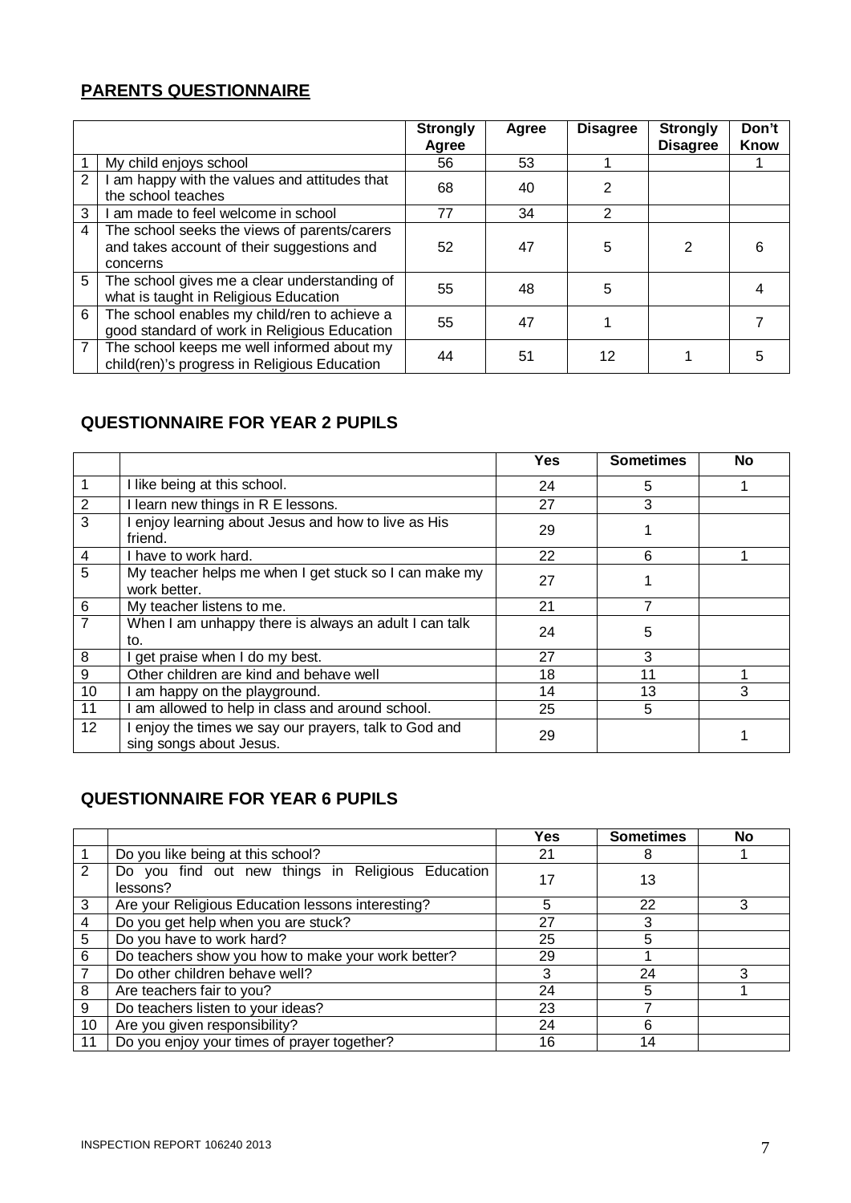## PARENTS QUESTIONNAIRE

| | | Strongly Agree | Agree | Disagree | Strongly Disagree | Don't Know |
|---|---|---|---|---|---|---|
| 1 | My child enjoys school | 56 | 53 | 1 | | 1 |
| 2 | I am happy with the values and attitudes that the school teaches | 68 | 40 | 2 | | |
| 3 | I am made to feel welcome in school | 77 | 34 | 2 | | |
| 4 | The school seeks the views of parents/carers and takes account of their suggestions and concerns | 52 | 47 | 5 | 2 | 6 |
| 5 | The school gives me a clear understanding of what is taught in Religious Education | 55 | 48 | 5 | | 4 |
| 6 | The school enables my child/ren to achieve a good standard of work in Religious Education | 55 | 47 | 1 | | 7 |
| 7 | The school keeps me well informed about my child(ren)'s progress in Religious Education | 44 | 51 | 12 | 1 | 5 |

## QUESTIONNAIRE FOR YEAR 2 PUPILS

| | | Yes | Sometimes | No |
|---|---|---|---|---|
| 1 | I like being at this school. | 24 | 5 | 1 |
| 2 | I learn new things in R E lessons. | 27 | 3 | |
| 3 | I enjoy learning about Jesus and how to live as His friend. | 29 | 1 | |
| 4 | I have to work hard. | 22 | 6 | 1 |
| 5 | My teacher helps me when I get stuck so I can make my work better. | 27 | 1 | |
| 6 | My teacher listens to me. | 21 | 7 | |
| 7 | When I am unhappy there is always an adult I can talk to. | 24 | 5 | |
| 8 | I get praise when I do my best. | 27 | 3 | |
| 9 | Other children are kind and behave well | 18 | 11 | 1 |
| 10 | I am happy on the playground. | 14 | 13 | 3 |
| 11 | I am allowed to help in class and around school. | 25 | 5 | |
| 12 | I enjoy the times we say our prayers, talk to God and sing songs about Jesus. | 29 | | 1 |

## QUESTIONNAIRE FOR YEAR 6 PUPILS

| | | Yes | Sometimes | No |
|---|---|---|---|---|
| 1 | Do you like being at this school? | 21 | 8 | 1 |
| 2 | Do you find out new things in Religious Education lessons? | 17 | 13 | |
| 3 | Are your Religious Education lessons interesting? | 5 | 22 | 3 |
| 4 | Do you get help when you are stuck? | 27 | 3 | |
| 5 | Do you have to work hard? | 25 | 5 | |
| 6 | Do teachers show you how to make your work better? | 29 | 1 | |
| 7 | Do other children behave well? | 3 | 24 | 3 |
| 8 | Are teachers fair to you? | 24 | 5 | 1 |
| 9 | Do teachers listen to your ideas? | 23 | 7 | |
| 10 | Are you given responsibility? | 24 | 6 | |
| 11 | Do you enjoy your times of prayer together? | 16 | 14 | |